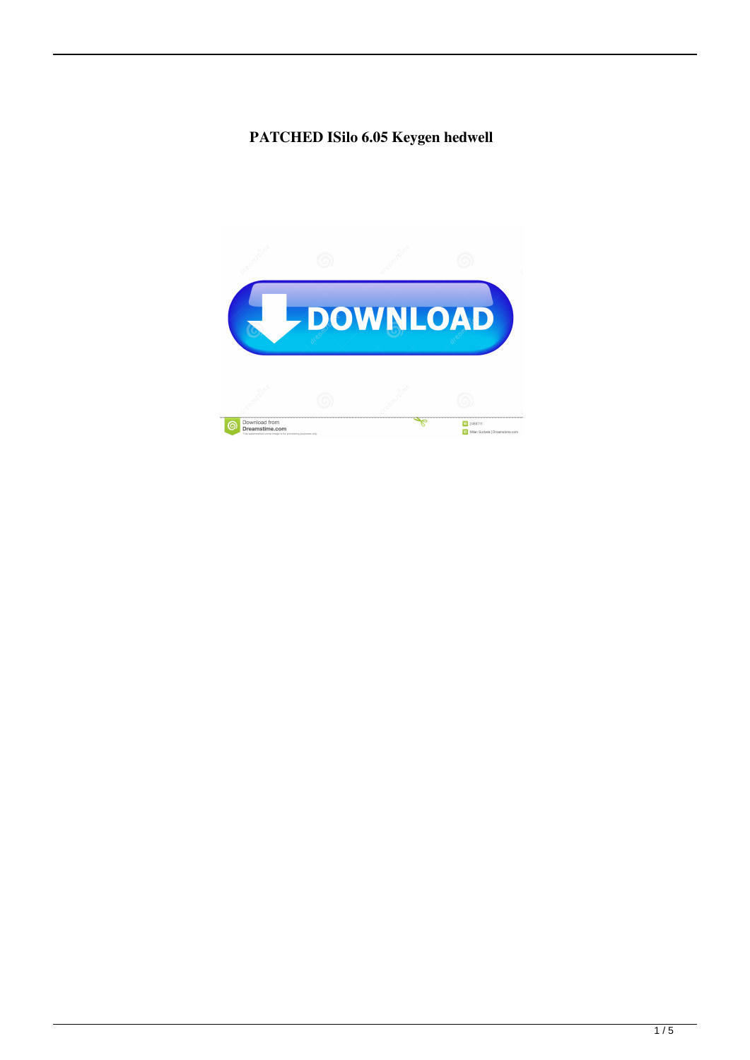**PATCHED ISilo 6.05 Keygen hedwell**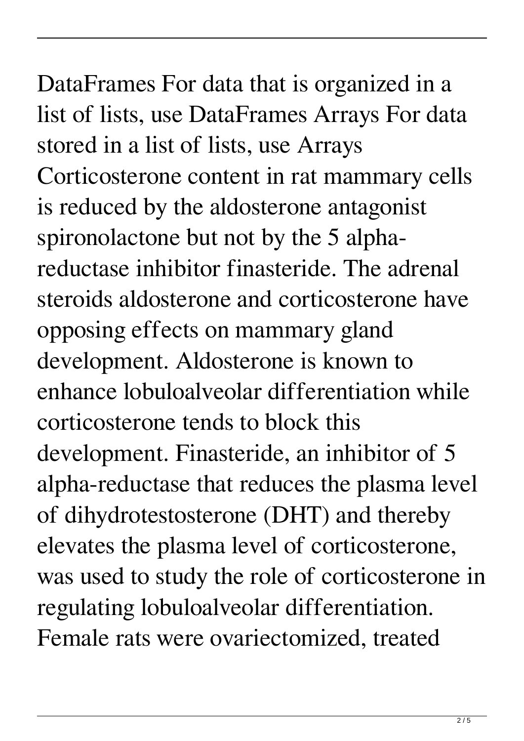DataFrames For data that is organized in a list of lists, use DataFrames Arrays For data stored in a list of lists, use Arrays Corticosterone content in rat mammary cells is reduced by the aldosterone antagonist spironolactone but not by the 5 alpha-reductase inhibitor finasteride. The adrenal steroids aldosterone and corticosterone have opposing effects on mammary gland development. Aldosterone is known to enhance lobuloalveolar differentiation while corticosterone tends to block this development. Finasteride, an inhibitor of 5 alpha-reductase that reduces the plasma level of dihydrotestosterone (DHT) and thereby elevates the plasma level of corticosterone, was used to study the role of corticosterone in regulating lobuloalveolar differentiation. Female rats were ovariectomized, treated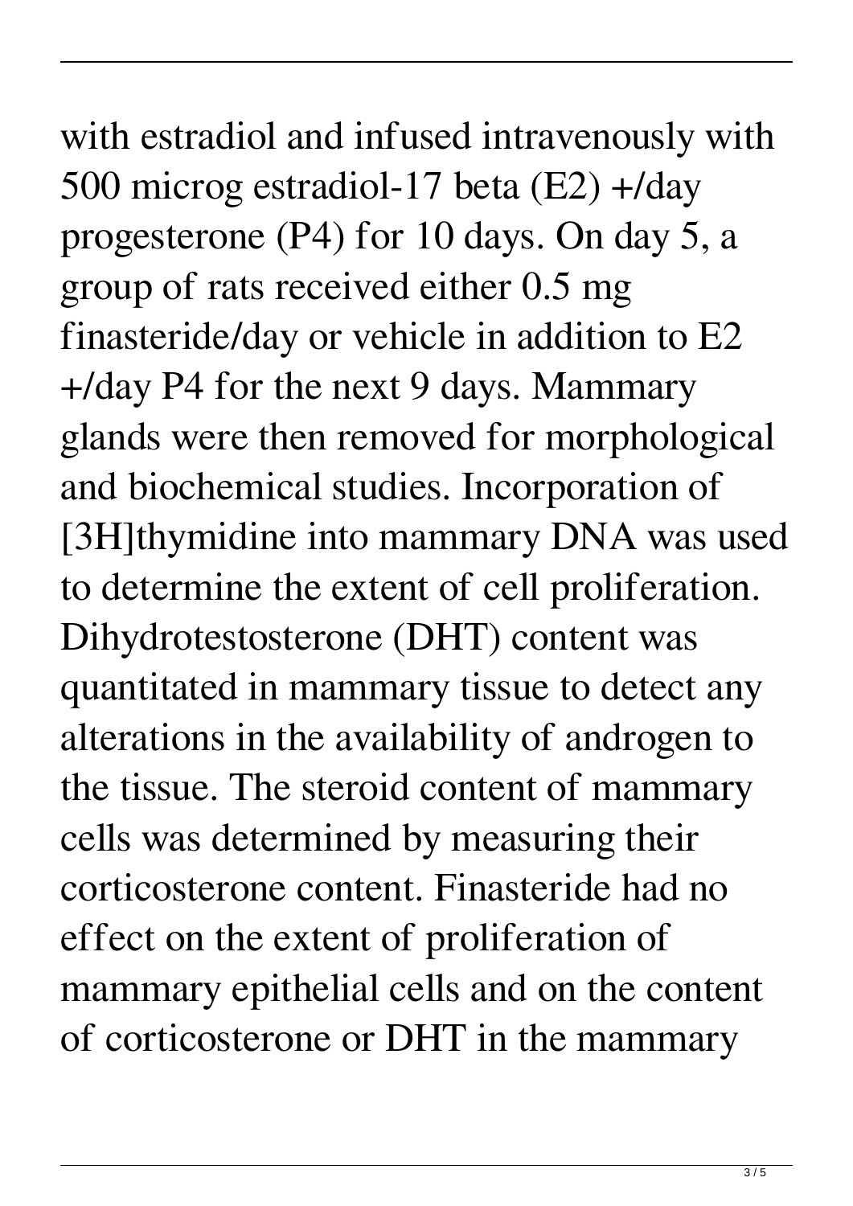with estradiol and infused intravenously with 500 microg estradiol-17 beta (E2) +/day progesterone (P4) for 10 days. On day 5, a group of rats received either 0.5 mg finasteride/day or vehicle in addition to E2 +/day P4 for the next 9 days. Mammary glands were then removed for morphological and biochemical studies. Incorporation of [3H]thymidine into mammary DNA was used to determine the extent of cell proliferation. Dihydrotestosterone (DHT) content was quantitated in mammary tissue to detect any alterations in the availability of androgen to the tissue. The steroid content of mammary cells was determined by measuring their corticosterone content. Finasteride had no effect on the extent of proliferation of mammary epithelial cells and on the content of corticosterone or DHT in the mammary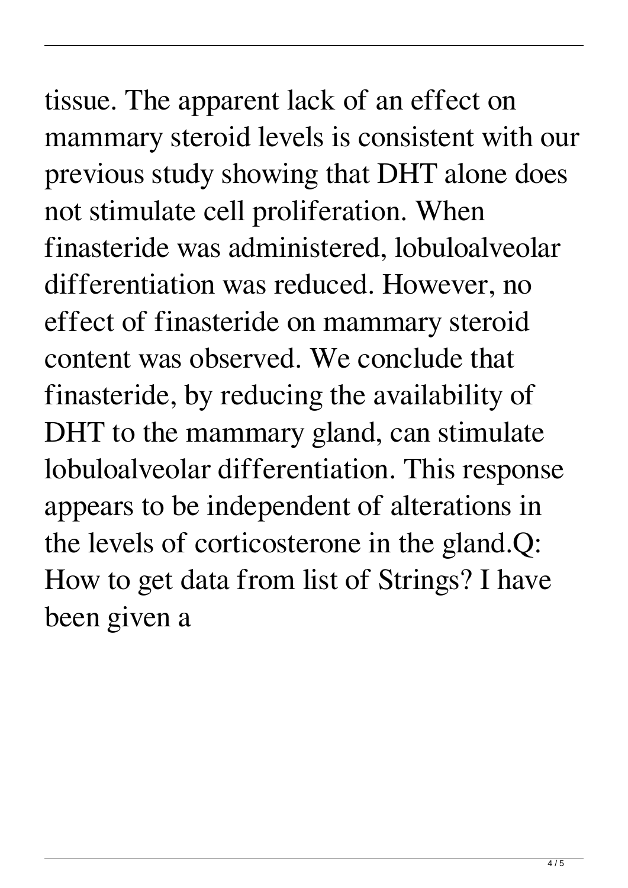tissue. The apparent lack of an effect on mammary steroid levels is consistent with our previous study showing that DHT alone does not stimulate cell proliferation. When finasteride was administered, lobuloalveolar differentiation was reduced. However, no effect of finasteride on mammary steroid content was observed. We conclude that finasteride, by reducing the availability of DHT to the mammary gland, can stimulate lobuloalveolar differentiation. This response appears to be independent of alterations in the levels of corticosterone in the gland.Q: How to get data from list of Strings? I have been given a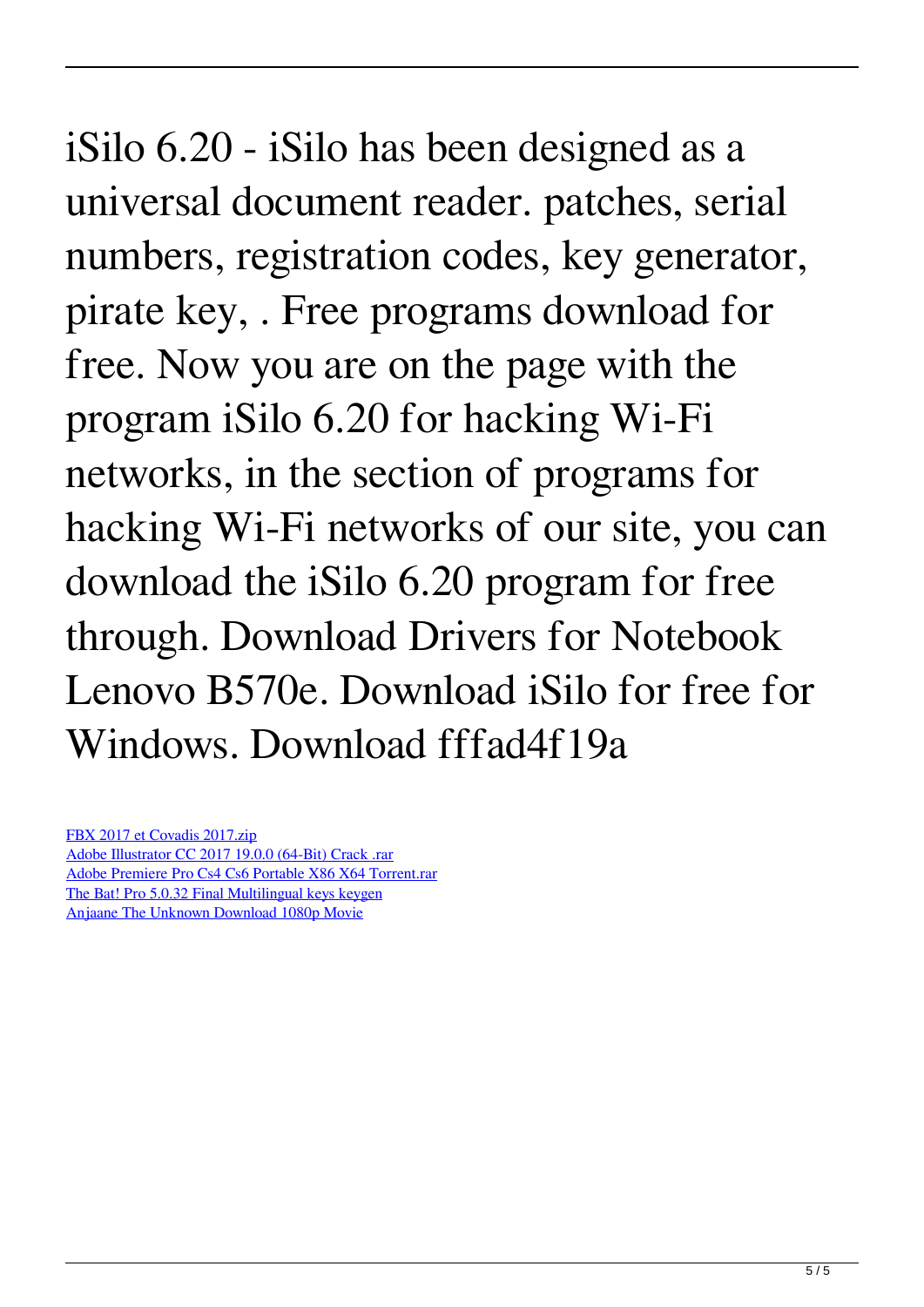iSilo 6.20 - iSilo has been designed as a universal document reader. patches, serial numbers, registration codes, key generator, pirate key, . Free programs download for free. Now you are on the page with the program iSilo 6.20 for hacking Wi-Fi networks, in the section of programs for hacking Wi-Fi networks of our site, you can download the iSilo 6.20 program for free through. Download Drivers for Notebook Lenovo B570e. Download iSilo for free for Windows. Download fffad4f19a

FBX 2017 et Covadis 2017.zip
Adobe Illustrator CC 2017 19.0.0 (64-Bit) Crack .rar
Adobe Premiere Pro Cs4 Cs6 Portable X86 X64 Torrent.rar
The Bat! Pro 5.0.32 Final Multilingual keys keygen
Anjaane The Unknown Download 1080p Movie